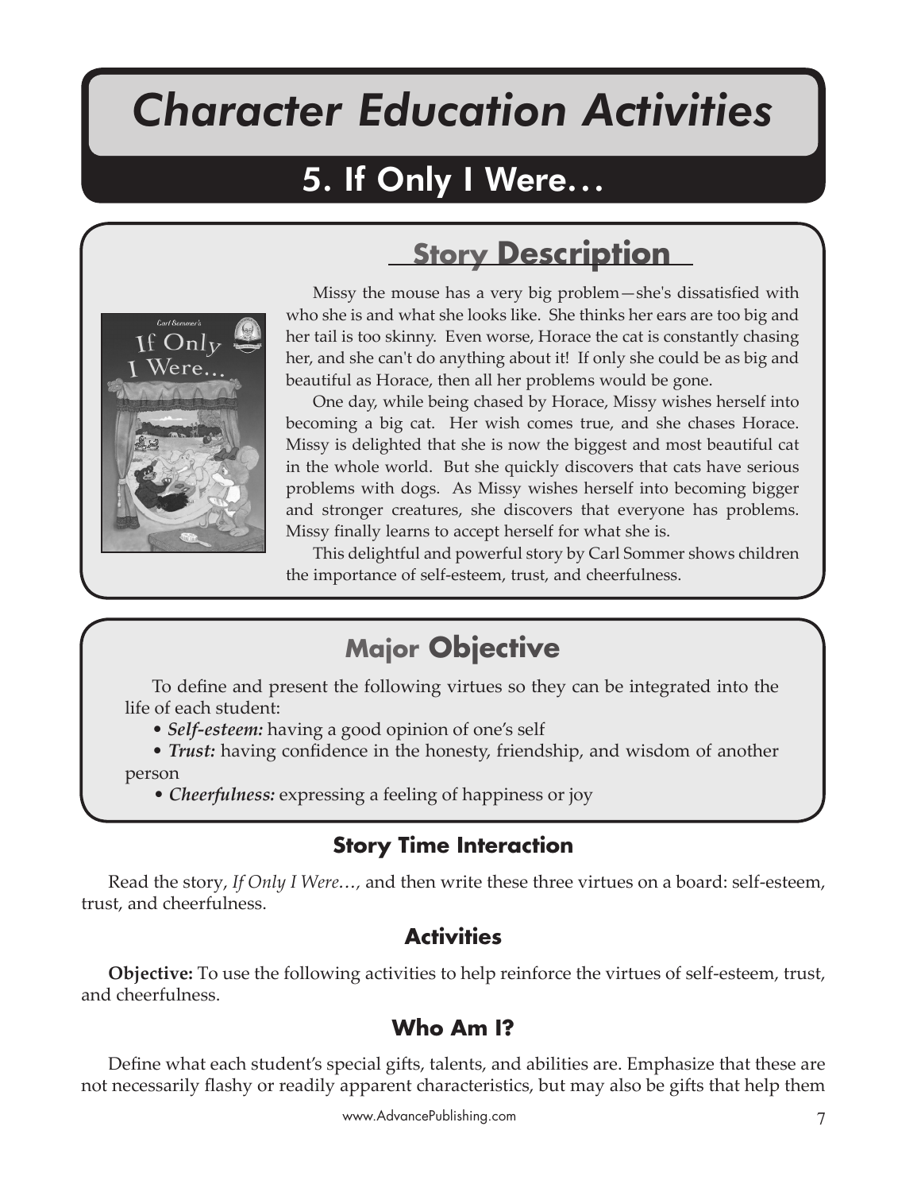# Character Education Activities

## 5. If Only I Were…

## Story Description

Missy the mouse has a very big problem—she's dissatisfied with who she is and what she looks like. She thinks her ears are too big and her tail is too skinny. Even worse, Horace the cat is constantly chasing her, and she can't do anything about it! If only she could be as big and beautiful as Horace, then all her problems would be gone.

One day, while being chased by Horace, Missy wishes herself into becoming a big cat. Her wish comes true, and she chases Horace. Missy is delighted that she is now the biggest and most beautiful cat in the whole world. But she quickly discovers that cats have serious problems with dogs. As Missy wishes herself into becoming bigger and stronger creatures, she discovers that everyone has problems. Missy finally learns to accept herself for what she is.

This delightful and powerful story by Carl Sommer shows children the importance of self-esteem, trust, and cheerfulness.

## Major Objective

To define and present the following virtues so they can be integrated into the life of each student:

- ***Self-esteem:*** having a good opinion of one's self
- ***Trust:*** having confidence in the honesty, friendship, and wisdom of another person
- ***Cheerfulness:*** expressing a feeling of happiness or joy

### Story Time Interaction

Read the story, *If Only I Were…*, and then write these three virtues on a board: self-esteem, trust, and cheerfulness.

### Activities

**Objective:** To use the following activities to help reinforce the virtues of self-esteem, trust, and cheerfulness.

### Who Am I?

Define what each student's special gifts, talents, and abilities are. Emphasize that these are not necessarily flashy or readily apparent characteristics, but may also be gifts that help them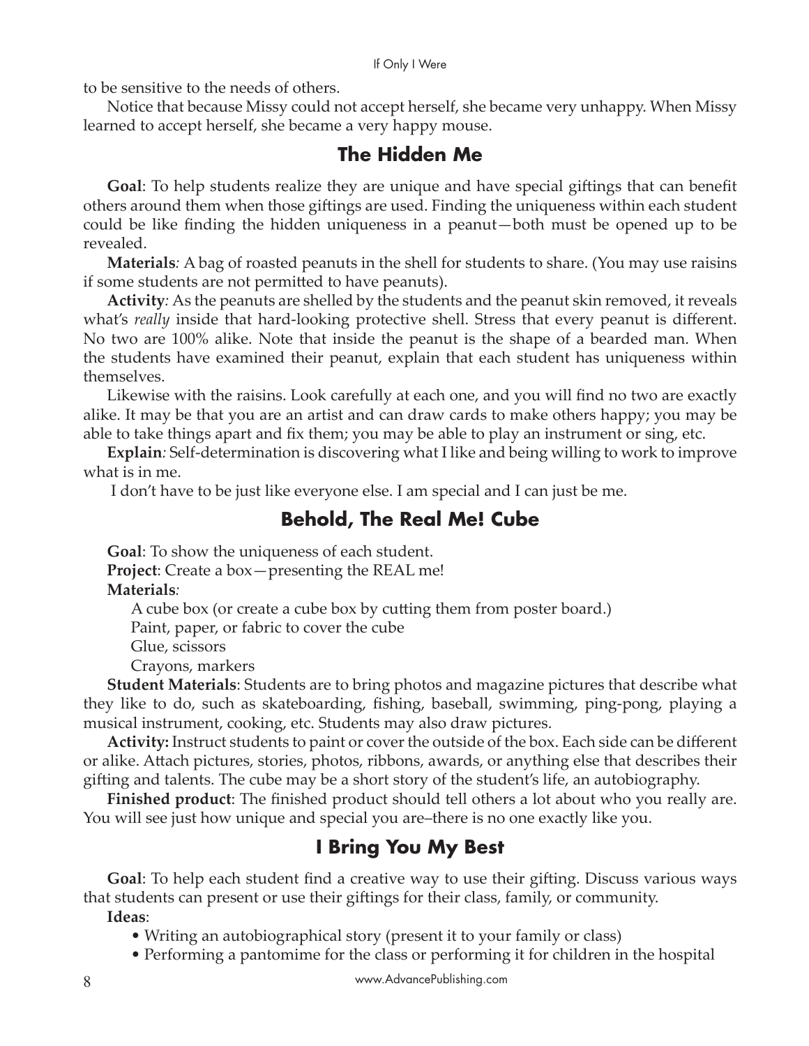to be sensitive to the needs of others.

Notice that because Missy could not accept herself, she became very unhappy. When Missy learned to accept herself, she became a very happy mouse.

## The Hidden Me

**Goal**: To help students realize they are unique and have special giftings that can benefit others around them when those giftings are used. Finding the uniqueness within each student could be like finding the hidden uniqueness in a peanut—both must be opened up to be revealed.

**Materials***:* A bag of roasted peanuts in the shell for students to share. (You may use raisins if some students are not permitted to have peanuts).

**Activity***:* As the peanuts are shelled by the students and the peanut skin removed, it reveals what's *really* inside that hard-looking protective shell. Stress that every peanut is different. No two are 100% alike. Note that inside the peanut is the shape of a bearded man. When the students have examined their peanut, explain that each student has uniqueness within themselves.

Likewise with the raisins. Look carefully at each one, and you will find no two are exactly alike. It may be that you are an artist and can draw cards to make others happy; you may be able to take things apart and fix them; you may be able to play an instrument or sing, etc.

**Explain***:* Self-determination is discovering what I like and being willing to work to improve what is in me.

I don't have to be just like everyone else. I am special and I can just be me.

## Behold, The Real Me! Cube

**Goal**: To show the uniqueness of each student.

**Project**: Create a box—presenting the REAL me!

**Materials***:*

A cube box (or create a cube box by cutting them from poster board.)
Paint, paper, or fabric to cover the cube
Glue, scissors
Crayons, markers

**Student Materials**: Students are to bring photos and magazine pictures that describe what they like to do, such as skateboarding, fishing, baseball, swimming, ping-pong, playing a musical instrument, cooking, etc. Students may also draw pictures.

**Activity:** Instruct students to paint or cover the outside of the box. Each side can be different or alike. Attach pictures, stories, photos, ribbons, awards, or anything else that describes their gifting and talents. The cube may be a short story of the student's life, an autobiography.

**Finished product**: The finished product should tell others a lot about who you really are. You will see just how unique and special you are–there is no one exactly like you.

## I Bring You My Best

**Goal**: To help each student find a creative way to use their gifting. Discuss various ways that students can present or use their giftings for their class, family, or community.

**Ideas**:

- Writing an autobiographical story (present it to your family or class)
- Performing a pantomime for the class or performing it for children in the hospital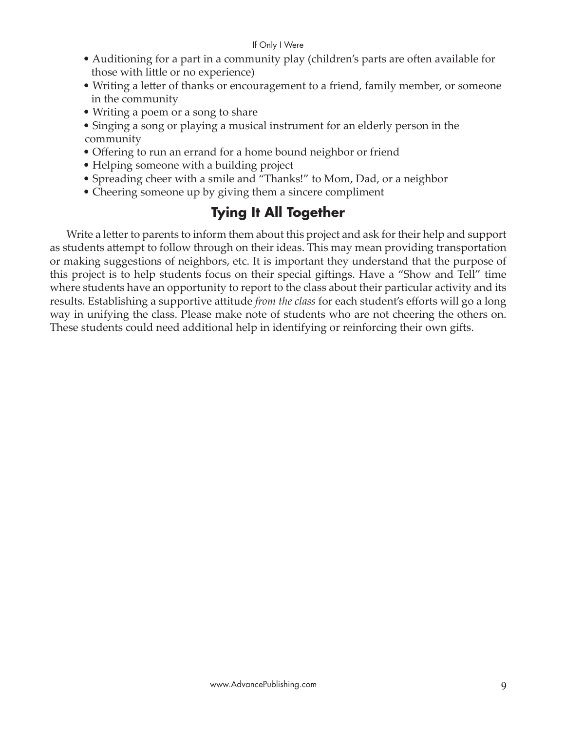- Auditioning for a part in a community play (children's parts are often available for those with little or no experience)
- Writing a letter of thanks or encouragement to a friend, family member, or someone in the community
- Writing a poem or a song to share
- Singing a song or playing a musical instrument for an elderly person in the community
- Offering to run an errand for a home bound neighbor or friend
- Helping someone with a building project
- Spreading cheer with a smile and "Thanks!" to Mom, Dad, or a neighbor
- Cheering someone up by giving them a sincere compliment

## Tying It All Together

Write a letter to parents to inform them about this project and ask for their help and support as students attempt to follow through on their ideas. This may mean providing transportation or making suggestions of neighbors, etc. It is important they understand that the purpose of this project is to help students focus on their special giftings. Have a "Show and Tell" time where students have an opportunity to report to the class about their particular activity and its results. Establishing a supportive attitude *from the class* for each student's efforts will go a long way in unifying the class. Please make note of students who are not cheering the others on. These students could need additional help in identifying or reinforcing their own gifts.